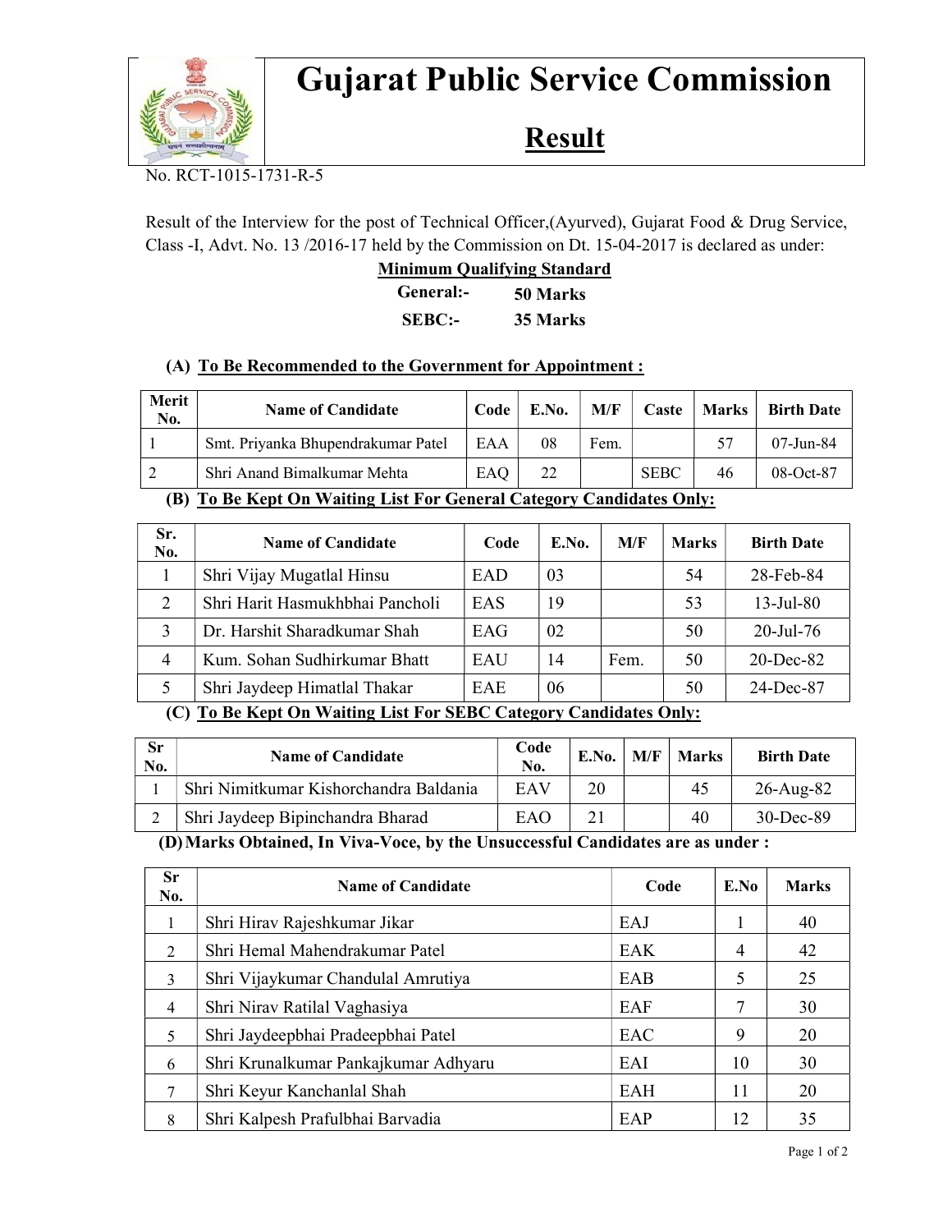# Gujarat Public Service Commission

## Result

No. RCT-1015-1731-R-5

Result of the Interview for the post of Technical Officer,(Ayurved), Gujarat Food & Drug Service, Class -I, Advt. No. 13 /2016-17 held by the Commission on Dt. 15-04-2017 is declared as under:

**Minimum Qualifying Standard**

**General:- 50 Marks**

**SEBC:- 35 Marks**

**(A) To Be Recommended to the Government for Appointment :**

| Merit No. | Name of Candidate | Code | E.No. | M/F | Caste | Marks | Birth Date |
|---|---|---|---|---|---|---|---|
| 1 | Smt. Priyanka Bhupendrakumar Patel | EAA | 08 | Fem. | | 57 | 07-Jun-84 |
| 2 | Shri Anand Bimalkumar Mehta | EAQ | 22 | | SEBC | 46 | 08-Oct-87 |

**(B) To Be Kept On Waiting List For General Category Candidates Only:**

| Sr. No. | Name of Candidate | Code | E.No. | M/F | Marks | Birth Date |
|---|---|---|---|---|---|---|
| 1 | Shri Vijay Mugatlal Hinsu | EAD | 03 | | 54 | 28-Feb-84 |
| 2 | Shri Harit Hasmukhbhai Pancholi | EAS | 19 | | 53 | 13-Jul-80 |
| 3 | Dr. Harshit Sharadkumar Shah | EAG | 02 | | 50 | 20-Jul-76 |
| 4 | Kum. Sohan Sudhirkumar Bhatt | EAU | 14 | Fem. | 50 | 20-Dec-82 |
| 5 | Shri Jaydeep Himatlal Thakar | EAE | 06 | | 50 | 24-Dec-87 |

**(C) To Be Kept On Waiting List For SEBC Category Candidates Only:**

| Sr No. | Name of Candidate | Code No. | E.No. | M/F | Marks | Birth Date |
|---|---|---|---|---|---|---|
| 1 | Shri Nimitkumar Kishorchandra Baldania | EAV | 20 | | 45 | 26-Aug-82 |
| 2 | Shri Jaydeep Bipinchandra Bharad | EAO | 21 | | 40 | 30-Dec-89 |

**(D) Marks Obtained, In Viva-Voce, by the Unsuccessful Candidates are as under :**

| Sr No. | Name of Candidate | Code | E.No | Marks |
|---|---|---|---|---|
| 1 | Shri Hirav Rajeshkumar Jikar | EAJ | 1 | 40 |
| 2 | Shri Hemal Mahendrakumar Patel | EAK | 4 | 42 |
| 3 | Shri Vijaykumar Chandulal Amrutiya | EAB | 5 | 25 |
| 4 | Shri Nirav Ratilal Vaghasiya | EAF | 7 | 30 |
| 5 | Shri Jaydeepbhai Pradeepbhai Patel | EAC | 9 | 20 |
| 6 | Shri Krunalkumar Pankajkumar Adhyaru | EAI | 10 | 30 |
| 7 | Shri Keyur Kanchanlal Shah | EAH | 11 | 20 |
| 8 | Shri Kalpesh Prafulbhai Barvadia | EAP | 12 | 35 |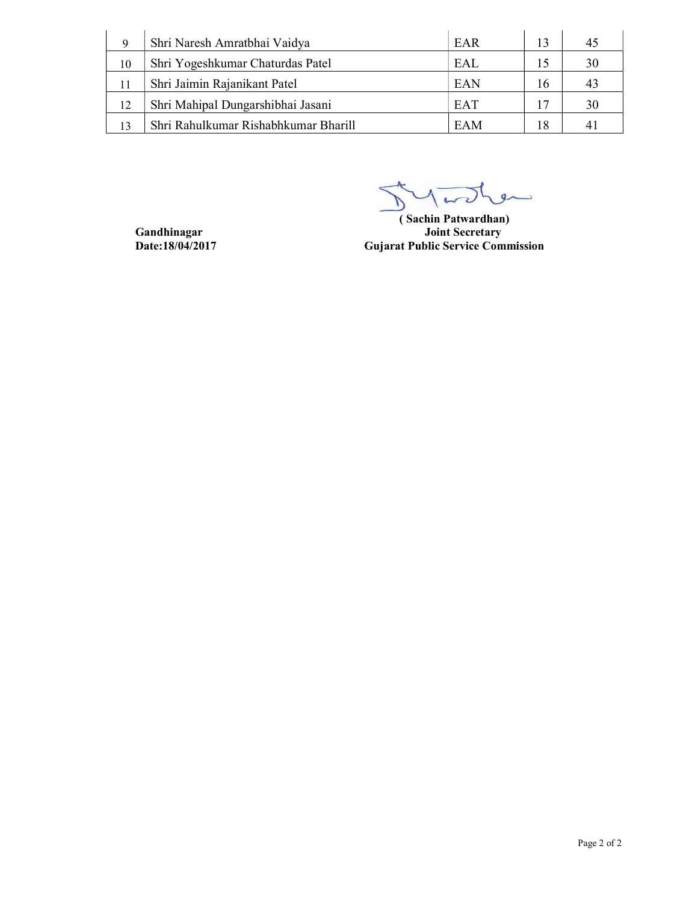| | | | | |
|---|---|---|---|---|
| 9 | Shri Naresh Amratbhai Vaidya | EAR | 13 | 45 |
| 10 | Shri Yogeshkumar Chaturdas Patel | EAL | 15 | 30 |
| 11 | Shri Jaimin Rajanikant Patel | EAN | 16 | 43 |
| 12 | Shri Mahipal Dungarshibhai Jasani | EAT | 17 | 30 |
| 13 | Shri Rahulkumar Rishabhkumar Bharill | EAM | 18 | 41 |

**( Sachin Patwardhan)**
**Joint Secretary**
**Gujarat Public Service Commission**

**Gandhinagar**
**Date:18/04/2017**